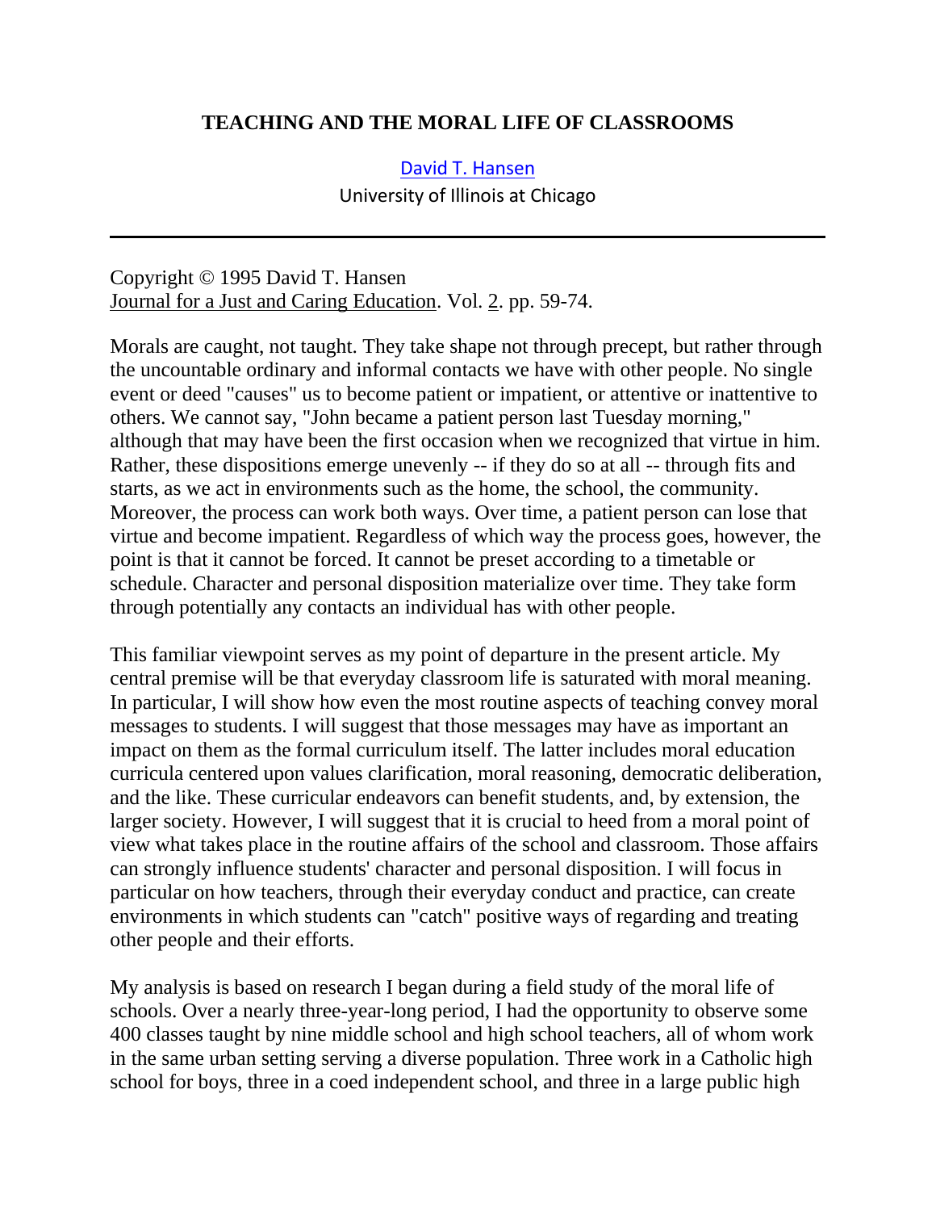# TEACHING AND THE MORAL LIFE OF CLASSROOMS

David T. Hansen
University of Illinois at Chicago

---

Copyright © 1995 David T. Hansen
Journal for a Just and Caring Education. Vol. 2. pp. 59-74.

Morals are caught, not taught. They take shape not through precept, but rather through the uncountable ordinary and informal contacts we have with other people. No single event or deed "causes" us to become patient or impatient, or attentive or inattentive to others. We cannot say, "John became a patient person last Tuesday morning," although that may have been the first occasion when we recognized that virtue in him. Rather, these dispositions emerge unevenly -- if they do so at all -- through fits and starts, as we act in environments such as the home, the school, the community. Moreover, the process can work both ways. Over time, a patient person can lose that virtue and become impatient. Regardless of which way the process goes, however, the point is that it cannot be forced. It cannot be preset according to a timetable or schedule. Character and personal disposition materialize over time. They take form through potentially any contacts an individual has with other people.

This familiar viewpoint serves as my point of departure in the present article. My central premise will be that everyday classroom life is saturated with moral meaning. In particular, I will show how even the most routine aspects of teaching convey moral messages to students. I will suggest that those messages may have as important an impact on them as the formal curriculum itself. The latter includes moral education curricula centered upon values clarification, moral reasoning, democratic deliberation, and the like. These curricular endeavors can benefit students, and, by extension, the larger society. However, I will suggest that it is crucial to heed from a moral point of view what takes place in the routine affairs of the school and classroom. Those affairs can strongly influence students' character and personal disposition. I will focus in particular on how teachers, through their everyday conduct and practice, can create environments in which students can "catch" positive ways of regarding and treating other people and their efforts.

My analysis is based on research I began during a field study of the moral life of schools. Over a nearly three-year-long period, I had the opportunity to observe some 400 classes taught by nine middle school and high school teachers, all of whom work in the same urban setting serving a diverse population. Three work in a Catholic high school for boys, three in a coed independent school, and three in a large public high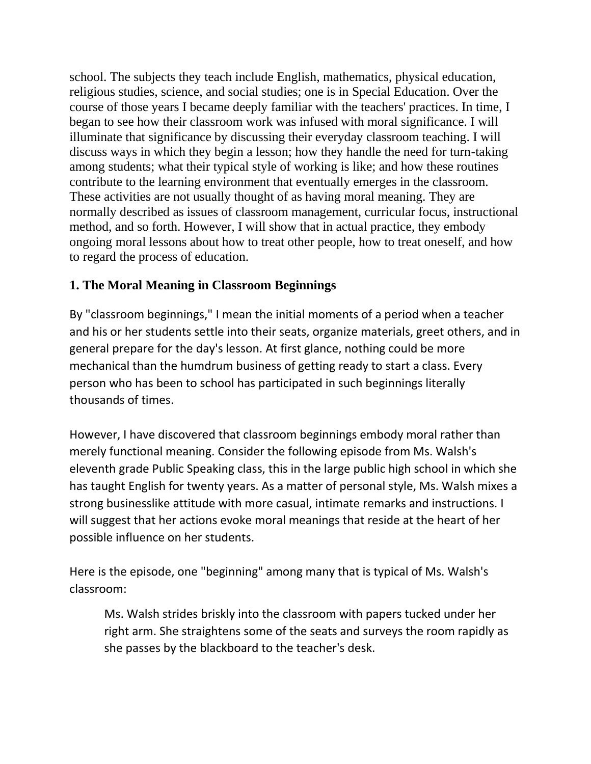school. The subjects they teach include English, mathematics, physical education, religious studies, science, and social studies; one is in Special Education. Over the course of those years I became deeply familiar with the teachers' practices. In time, I began to see how their classroom work was infused with moral significance. I will illuminate that significance by discussing their everyday classroom teaching. I will discuss ways in which they begin a lesson; how they handle the need for turn-taking among students; what their typical style of working is like; and how these routines contribute to the learning environment that eventually emerges in the classroom. These activities are not usually thought of as having moral meaning. They are normally described as issues of classroom management, curricular focus, instructional method, and so forth. However, I will show that in actual practice, they embody ongoing moral lessons about how to treat other people, how to treat oneself, and how to regard the process of education.

## 1. The Moral Meaning in Classroom Beginnings

By "classroom beginnings," I mean the initial moments of a period when a teacher and his or her students settle into their seats, organize materials, greet others, and in general prepare for the day's lesson. At first glance, nothing could be more mechanical than the humdrum business of getting ready to start a class. Every person who has been to school has participated in such beginnings literally thousands of times.

However, I have discovered that classroom beginnings embody moral rather than merely functional meaning. Consider the following episode from Ms. Walsh's eleventh grade Public Speaking class, this in the large public high school in which she has taught English for twenty years. As a matter of personal style, Ms. Walsh mixes a strong businesslike attitude with more casual, intimate remarks and instructions. I will suggest that her actions evoke moral meanings that reside at the heart of her possible influence on her students.

Here is the episode, one "beginning" among many that is typical of Ms. Walsh's classroom:

> Ms. Walsh strides briskly into the classroom with papers tucked under her right arm. She straightens some of the seats and surveys the room rapidly as she passes by the blackboard to the teacher's desk.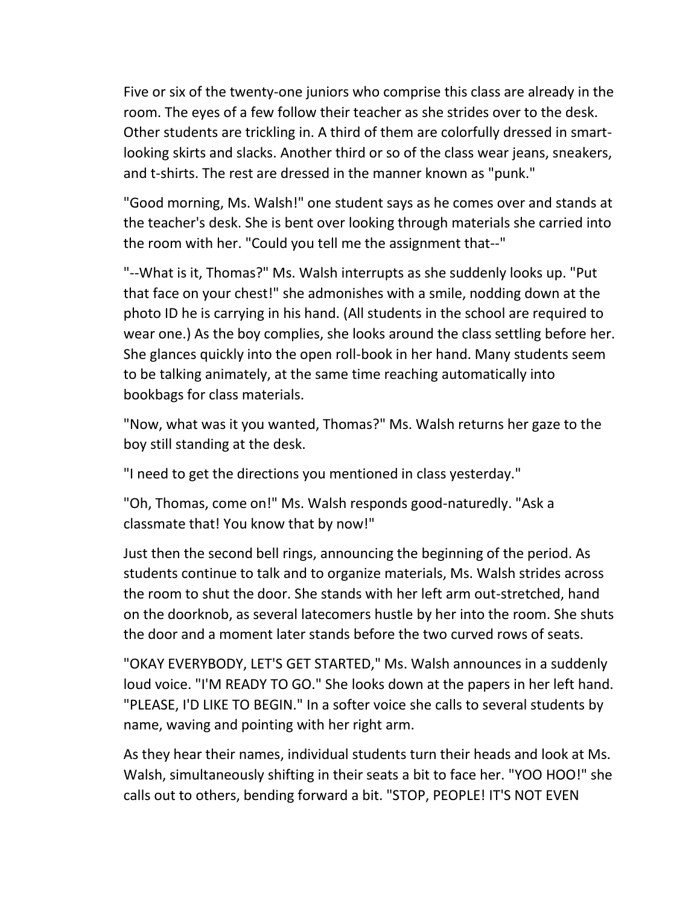Five or six of the twenty-one juniors who comprise this class are already in the room. The eyes of a few follow their teacher as she strides over to the desk. Other students are trickling in. A third of them are colorfully dressed in smart-looking skirts and slacks. Another third or so of the class wear jeans, sneakers, and t-shirts. The rest are dressed in the manner known as "punk."

"Good morning, Ms. Walsh!" one student says as he comes over and stands at the teacher's desk. She is bent over looking through materials she carried into the room with her. "Could you tell me the assignment that--"

"--What is it, Thomas?" Ms. Walsh interrupts as she suddenly looks up. "Put that face on your chest!" she admonishes with a smile, nodding down at the photo ID he is carrying in his hand. (All students in the school are required to wear one.) As the boy complies, she looks around the class settling before her. She glances quickly into the open roll-book in her hand. Many students seem to be talking animately, at the same time reaching automatically into bookbags for class materials.

"Now, what was it you wanted, Thomas?" Ms. Walsh returns her gaze to the boy still standing at the desk.

"I need to get the directions you mentioned in class yesterday."

"Oh, Thomas, come on!" Ms. Walsh responds good-naturedly. "Ask a classmate that! You know that by now!"

Just then the second bell rings, announcing the beginning of the period. As students continue to talk and to organize materials, Ms. Walsh strides across the room to shut the door. She stands with her left arm out-stretched, hand on the doorknob, as several latecomers hustle by her into the room. She shuts the door and a moment later stands before the two curved rows of seats.

"OKAY EVERYBODY, LET'S GET STARTED," Ms. Walsh announces in a suddenly loud voice. "I'M READY TO GO." She looks down at the papers in her left hand. "PLEASE, I'D LIKE TO BEGIN." In a softer voice she calls to several students by name, waving and pointing with her right arm.

As they hear their names, individual students turn their heads and look at Ms. Walsh, simultaneously shifting in their seats a bit to face her. "YOO HOO!" she calls out to others, bending forward a bit. "STOP, PEOPLE! IT'S NOT EVEN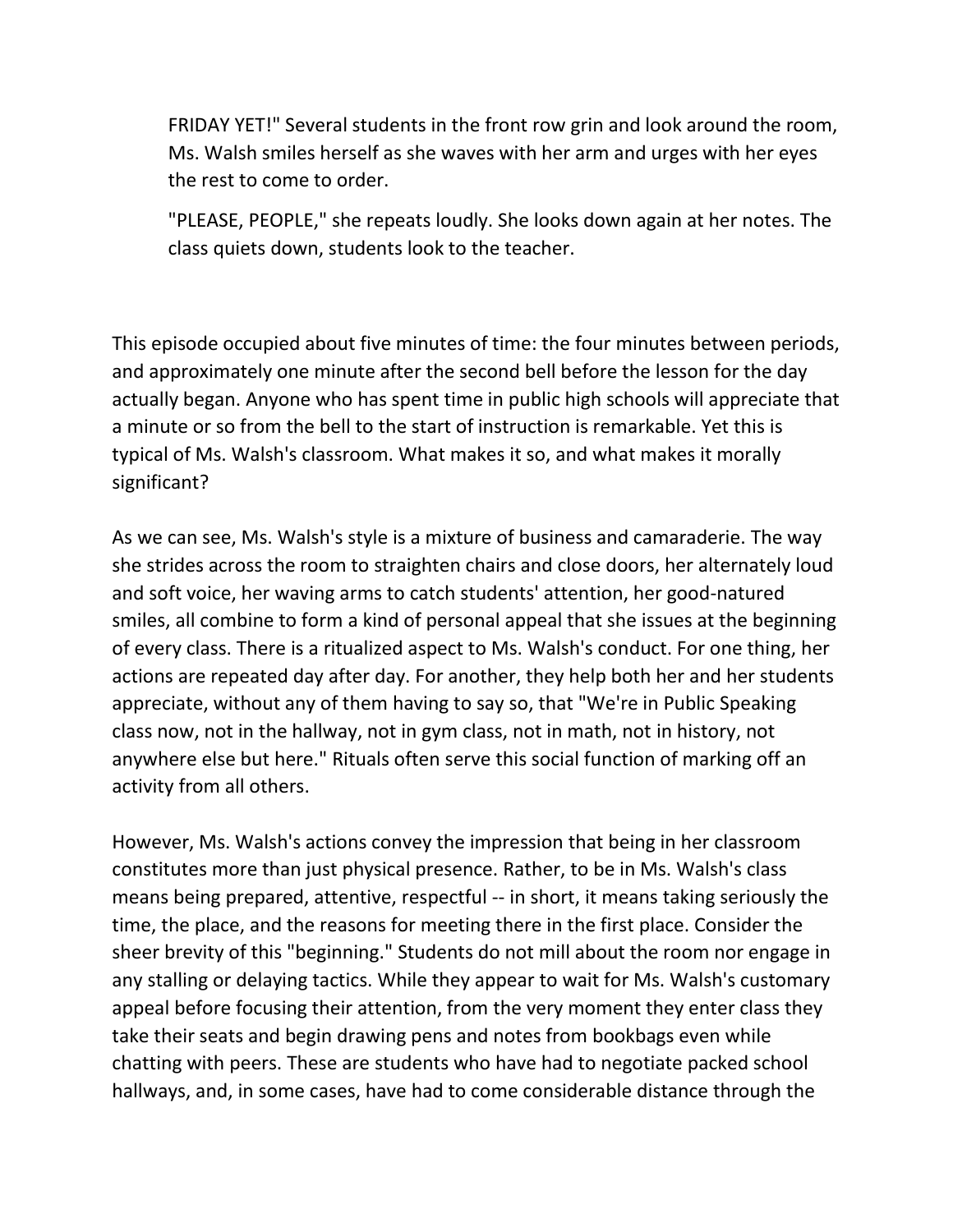> FRIDAY YET!" Several students in the front row grin and look around the room, Ms. Walsh smiles herself as she waves with her arm and urges with her eyes the rest to come to order.
>
> "PLEASE, PEOPLE," she repeats loudly. She looks down again at her notes. The class quiets down, students look to the teacher.

This episode occupied about five minutes of time: the four minutes between periods, and approximately one minute after the second bell before the lesson for the day actually began. Anyone who has spent time in public high schools will appreciate that a minute or so from the bell to the start of instruction is remarkable. Yet this is typical of Ms. Walsh's classroom. What makes it so, and what makes it morally significant?

As we can see, Ms. Walsh's style is a mixture of business and camaraderie. The way she strides across the room to straighten chairs and close doors, her alternately loud and soft voice, her waving arms to catch students' attention, her good-natured smiles, all combine to form a kind of personal appeal that she issues at the beginning of every class. There is a ritualized aspect to Ms. Walsh's conduct. For one thing, her actions are repeated day after day. For another, they help both her and her students appreciate, without any of them having to say so, that "We're in Public Speaking class now, not in the hallway, not in gym class, not in math, not in history, not anywhere else but here." Rituals often serve this social function of marking off an activity from all others.

However, Ms. Walsh's actions convey the impression that being in her classroom constitutes more than just physical presence. Rather, to be in Ms. Walsh's class means being prepared, attentive, respectful -- in short, it means taking seriously the time, the place, and the reasons for meeting there in the first place. Consider the sheer brevity of this "beginning." Students do not mill about the room nor engage in any stalling or delaying tactics. While they appear to wait for Ms. Walsh's customary appeal before focusing their attention, from the very moment they enter class they take their seats and begin drawing pens and notes from bookbags even while chatting with peers. These are students who have had to negotiate packed school hallways, and, in some cases, have had to come considerable distance through the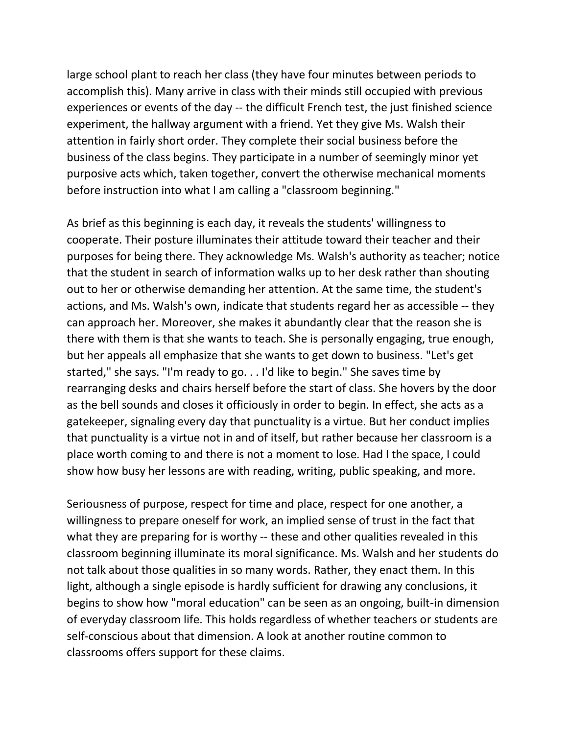large school plant to reach her class (they have four minutes between periods to accomplish this). Many arrive in class with their minds still occupied with previous experiences or events of the day -- the difficult French test, the just finished science experiment, the hallway argument with a friend. Yet they give Ms. Walsh their attention in fairly short order. They complete their social business before the business of the class begins. They participate in a number of seemingly minor yet purposive acts which, taken together, convert the otherwise mechanical moments before instruction into what I am calling a "classroom beginning."

As brief as this beginning is each day, it reveals the students' willingness to cooperate. Their posture illuminates their attitude toward their teacher and their purposes for being there. They acknowledge Ms. Walsh's authority as teacher; notice that the student in search of information walks up to her desk rather than shouting out to her or otherwise demanding her attention. At the same time, the student's actions, and Ms. Walsh's own, indicate that students regard her as accessible -- they can approach her. Moreover, she makes it abundantly clear that the reason she is there with them is that she wants to teach. She is personally engaging, true enough, but her appeals all emphasize that she wants to get down to business. "Let's get started," she says. "I'm ready to go. . . I'd like to begin." She saves time by rearranging desks and chairs herself before the start of class. She hovers by the door as the bell sounds and closes it officiously in order to begin. In effect, she acts as a gatekeeper, signaling every day that punctuality is a virtue. But her conduct implies that punctuality is a virtue not in and of itself, but rather because her classroom is a place worth coming to and there is not a moment to lose. Had I the space, I could show how busy her lessons are with reading, writing, public speaking, and more.

Seriousness of purpose, respect for time and place, respect for one another, a willingness to prepare oneself for work, an implied sense of trust in the fact that what they are preparing for is worthy -- these and other qualities revealed in this classroom beginning illuminate its moral significance. Ms. Walsh and her students do not talk about those qualities in so many words. Rather, they enact them. In this light, although a single episode is hardly sufficient for drawing any conclusions, it begins to show how "moral education" can be seen as an ongoing, built-in dimension of everyday classroom life. This holds regardless of whether teachers or students are self-conscious about that dimension. A look at another routine common to classrooms offers support for these claims.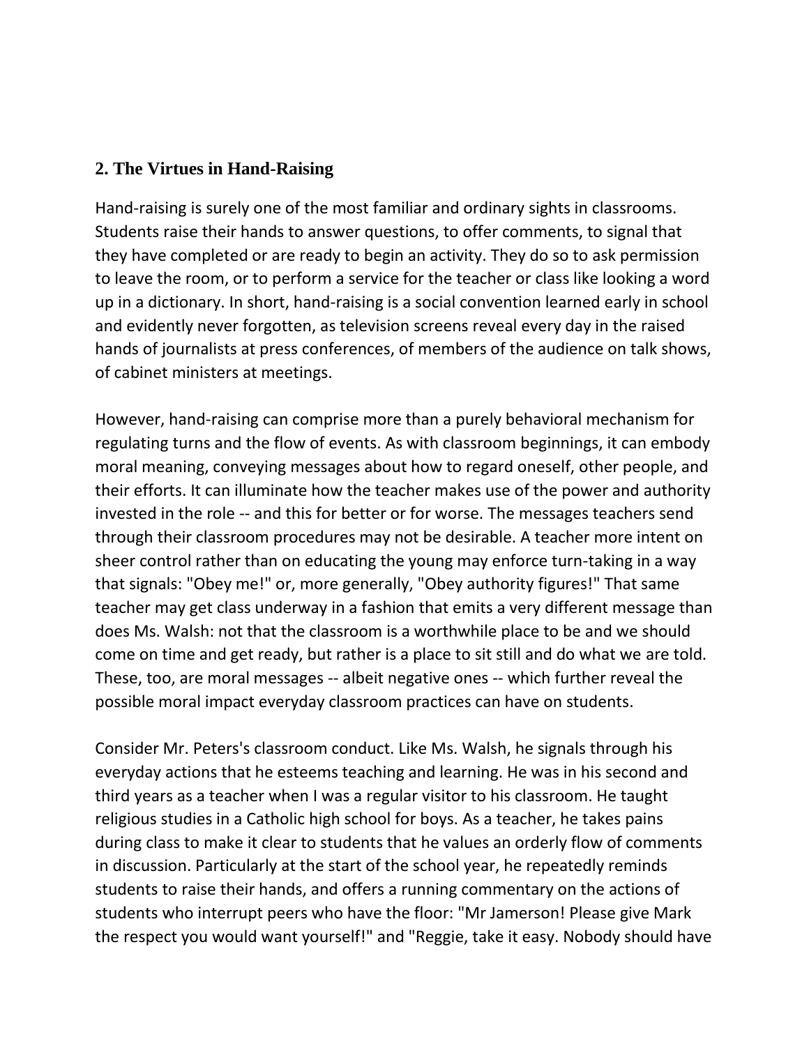## 2. The Virtues in Hand-Raising

Hand-raising is surely one of the most familiar and ordinary sights in classrooms. Students raise their hands to answer questions, to offer comments, to signal that they have completed or are ready to begin an activity. They do so to ask permission to leave the room, or to perform a service for the teacher or class like looking a word up in a dictionary. In short, hand-raising is a social convention learned early in school and evidently never forgotten, as television screens reveal every day in the raised hands of journalists at press conferences, of members of the audience on talk shows, of cabinet ministers at meetings.

However, hand-raising can comprise more than a purely behavioral mechanism for regulating turns and the flow of events. As with classroom beginnings, it can embody moral meaning, conveying messages about how to regard oneself, other people, and their efforts. It can illuminate how the teacher makes use of the power and authority invested in the role -- and this for better or for worse. The messages teachers send through their classroom procedures may not be desirable. A teacher more intent on sheer control rather than on educating the young may enforce turn-taking in a way that signals: "Obey me!" or, more generally, "Obey authority figures!" That same teacher may get class underway in a fashion that emits a very different message than does Ms. Walsh: not that the classroom is a worthwhile place to be and we should come on time and get ready, but rather is a place to sit still and do what we are told. These, too, are moral messages -- albeit negative ones -- which further reveal the possible moral impact everyday classroom practices can have on students.

Consider Mr. Peters's classroom conduct. Like Ms. Walsh, he signals through his everyday actions that he esteems teaching and learning. He was in his second and third years as a teacher when I was a regular visitor to his classroom. He taught religious studies in a Catholic high school for boys. As a teacher, he takes pains during class to make it clear to students that he values an orderly flow of comments in discussion. Particularly at the start of the school year, he repeatedly reminds students to raise their hands, and offers a running commentary on the actions of students who interrupt peers who have the floor: "Mr Jamerson! Please give Mark the respect you would want yourself!" and "Reggie, take it easy. Nobody should have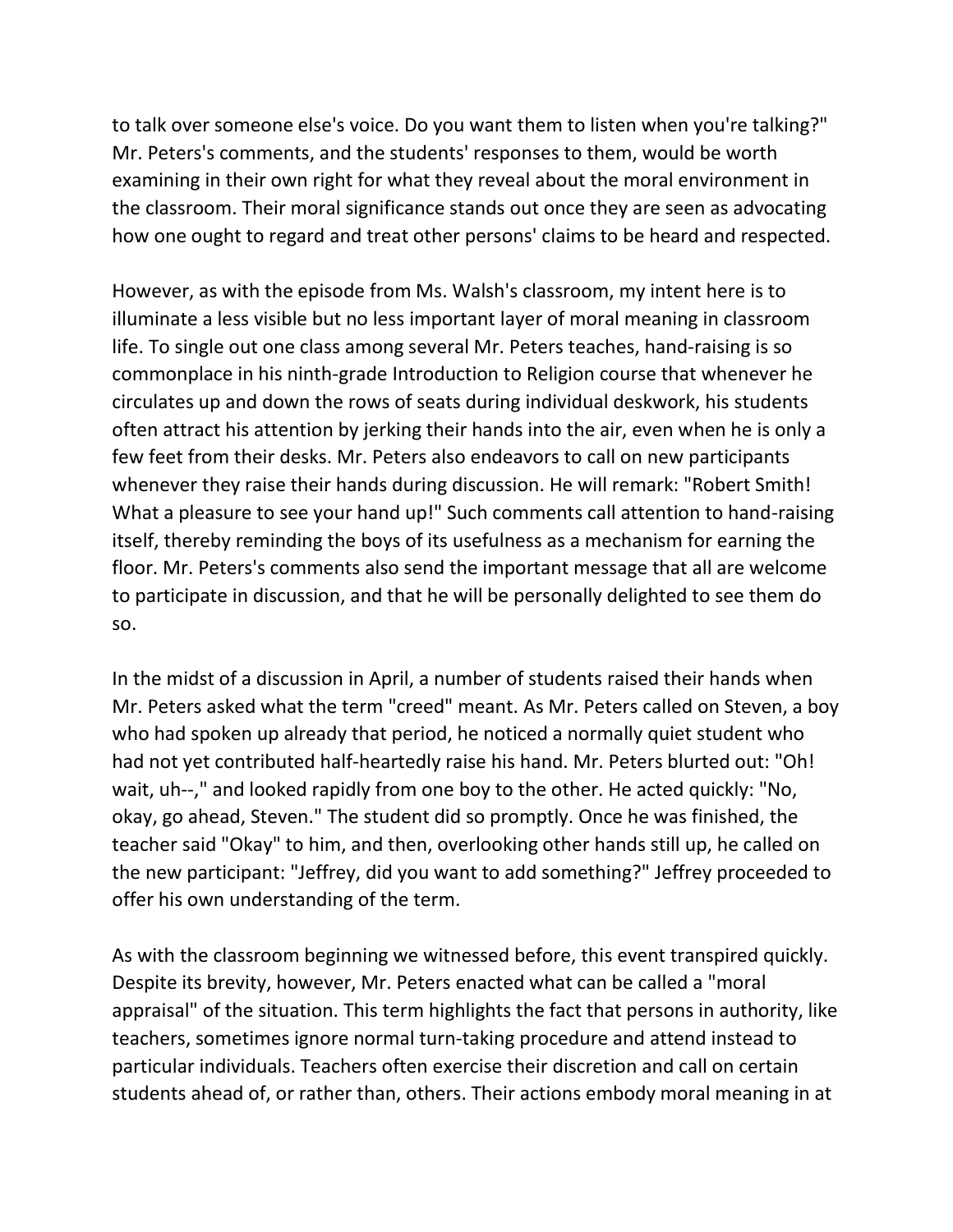to talk over someone else's voice. Do you want them to listen when you're talking?" Mr. Peters's comments, and the students' responses to them, would be worth examining in their own right for what they reveal about the moral environment in the classroom. Their moral significance stands out once they are seen as advocating how one ought to regard and treat other persons' claims to be heard and respected.

However, as with the episode from Ms. Walsh's classroom, my intent here is to illuminate a less visible but no less important layer of moral meaning in classroom life. To single out one class among several Mr. Peters teaches, hand-raising is so commonplace in his ninth-grade Introduction to Religion course that whenever he circulates up and down the rows of seats during individual deskwork, his students often attract his attention by jerking their hands into the air, even when he is only a few feet from their desks. Mr. Peters also endeavors to call on new participants whenever they raise their hands during discussion. He will remark: "Robert Smith! What a pleasure to see your hand up!" Such comments call attention to hand-raising itself, thereby reminding the boys of its usefulness as a mechanism for earning the floor. Mr. Peters's comments also send the important message that all are welcome to participate in discussion, and that he will be personally delighted to see them do so.

In the midst of a discussion in April, a number of students raised their hands when Mr. Peters asked what the term "creed" meant. As Mr. Peters called on Steven, a boy who had spoken up already that period, he noticed a normally quiet student who had not yet contributed half-heartedly raise his hand. Mr. Peters blurted out: "Oh! wait, uh--," and looked rapidly from one boy to the other. He acted quickly: "No, okay, go ahead, Steven." The student did so promptly. Once he was finished, the teacher said "Okay" to him, and then, overlooking other hands still up, he called on the new participant: "Jeffrey, did you want to add something?" Jeffrey proceeded to offer his own understanding of the term.

As with the classroom beginning we witnessed before, this event transpired quickly. Despite its brevity, however, Mr. Peters enacted what can be called a "moral appraisal" of the situation. This term highlights the fact that persons in authority, like teachers, sometimes ignore normal turn-taking procedure and attend instead to particular individuals. Teachers often exercise their discretion and call on certain students ahead of, or rather than, others. Their actions embody moral meaning in at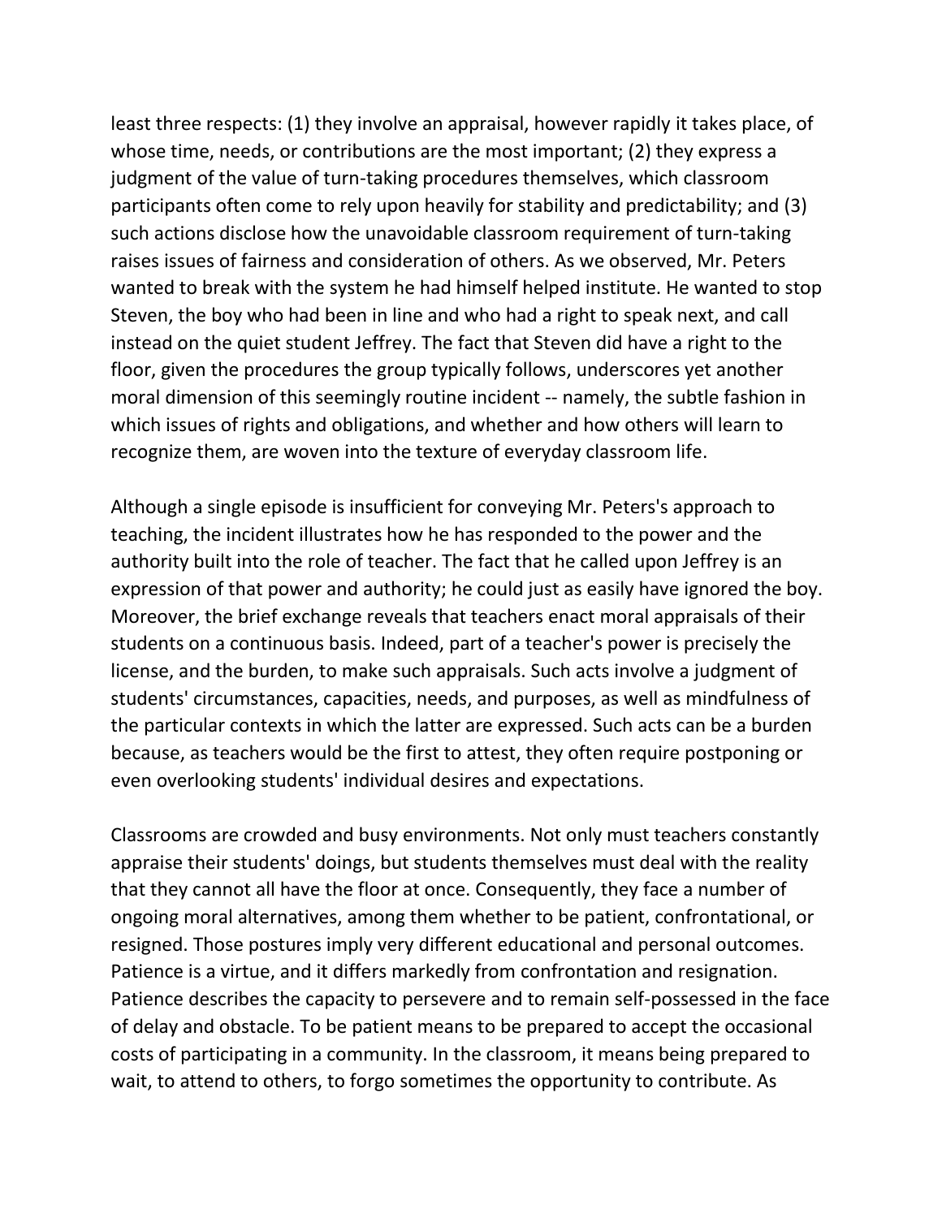least three respects: (1) they involve an appraisal, however rapidly it takes place, of whose time, needs, or contributions are the most important; (2) they express a judgment of the value of turn-taking procedures themselves, which classroom participants often come to rely upon heavily for stability and predictability; and (3) such actions disclose how the unavoidable classroom requirement of turn-taking raises issues of fairness and consideration of others. As we observed, Mr. Peters wanted to break with the system he had himself helped institute. He wanted to stop Steven, the boy who had been in line and who had a right to speak next, and call instead on the quiet student Jeffrey. The fact that Steven did have a right to the floor, given the procedures the group typically follows, underscores yet another moral dimension of this seemingly routine incident -- namely, the subtle fashion in which issues of rights and obligations, and whether and how others will learn to recognize them, are woven into the texture of everyday classroom life.

Although a single episode is insufficient for conveying Mr. Peters's approach to teaching, the incident illustrates how he has responded to the power and the authority built into the role of teacher. The fact that he called upon Jeffrey is an expression of that power and authority; he could just as easily have ignored the boy. Moreover, the brief exchange reveals that teachers enact moral appraisals of their students on a continuous basis. Indeed, part of a teacher's power is precisely the license, and the burden, to make such appraisals. Such acts involve a judgment of students' circumstances, capacities, needs, and purposes, as well as mindfulness of the particular contexts in which the latter are expressed. Such acts can be a burden because, as teachers would be the first to attest, they often require postponing or even overlooking students' individual desires and expectations.

Classrooms are crowded and busy environments. Not only must teachers constantly appraise their students' doings, but students themselves must deal with the reality that they cannot all have the floor at once. Consequently, they face a number of ongoing moral alternatives, among them whether to be patient, confrontational, or resigned. Those postures imply very different educational and personal outcomes. Patience is a virtue, and it differs markedly from confrontation and resignation. Patience describes the capacity to persevere and to remain self-possessed in the face of delay and obstacle. To be patient means to be prepared to accept the occasional costs of participating in a community. In the classroom, it means being prepared to wait, to attend to others, to forgo sometimes the opportunity to contribute. As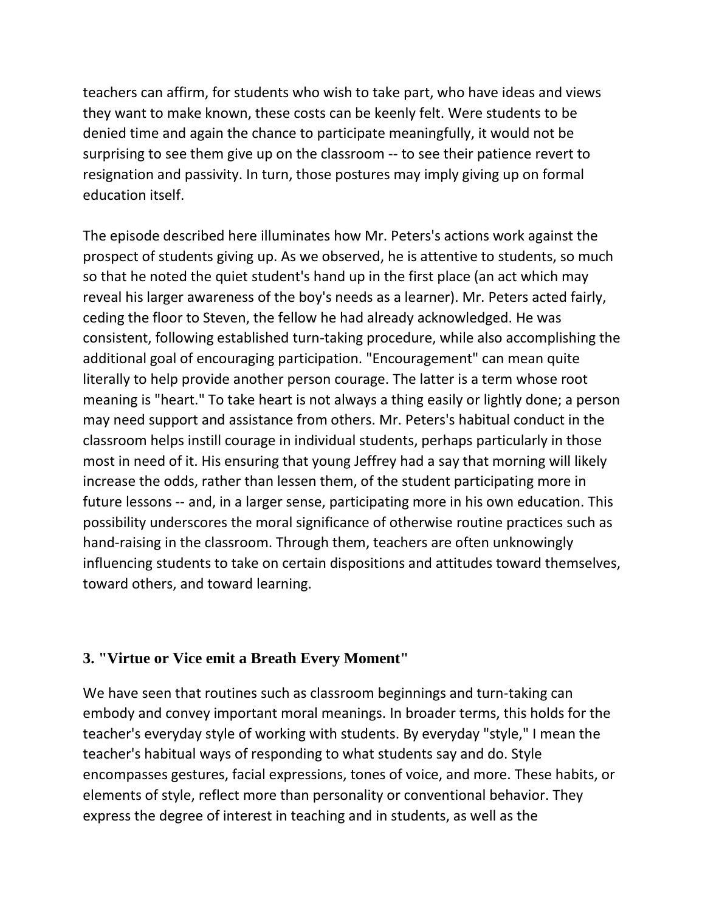teachers can affirm, for students who wish to take part, who have ideas and views they want to make known, these costs can be keenly felt. Were students to be denied time and again the chance to participate meaningfully, it would not be surprising to see them give up on the classroom -- to see their patience revert to resignation and passivity. In turn, those postures may imply giving up on formal education itself.

The episode described here illuminates how Mr. Peters's actions work against the prospect of students giving up. As we observed, he is attentive to students, so much so that he noted the quiet student's hand up in the first place (an act which may reveal his larger awareness of the boy's needs as a learner). Mr. Peters acted fairly, ceding the floor to Steven, the fellow he had already acknowledged. He was consistent, following established turn-taking procedure, while also accomplishing the additional goal of encouraging participation. "Encouragement" can mean quite literally to help provide another person courage. The latter is a term whose root meaning is "heart." To take heart is not always a thing easily or lightly done; a person may need support and assistance from others. Mr. Peters's habitual conduct in the classroom helps instill courage in individual students, perhaps particularly in those most in need of it. His ensuring that young Jeffrey had a say that morning will likely increase the odds, rather than lessen them, of the student participating more in future lessons -- and, in a larger sense, participating more in his own education. This possibility underscores the moral significance of otherwise routine practices such as hand-raising in the classroom. Through them, teachers are often unknowingly influencing students to take on certain dispositions and attitudes toward themselves, toward others, and toward learning.

## 3. "Virtue or Vice emit a Breath Every Moment"

We have seen that routines such as classroom beginnings and turn-taking can embody and convey important moral meanings. In broader terms, this holds for the teacher's everyday style of working with students. By everyday "style," I mean the teacher's habitual ways of responding to what students say and do. Style encompasses gestures, facial expressions, tones of voice, and more. These habits, or elements of style, reflect more than personality or conventional behavior. They express the degree of interest in teaching and in students, as well as the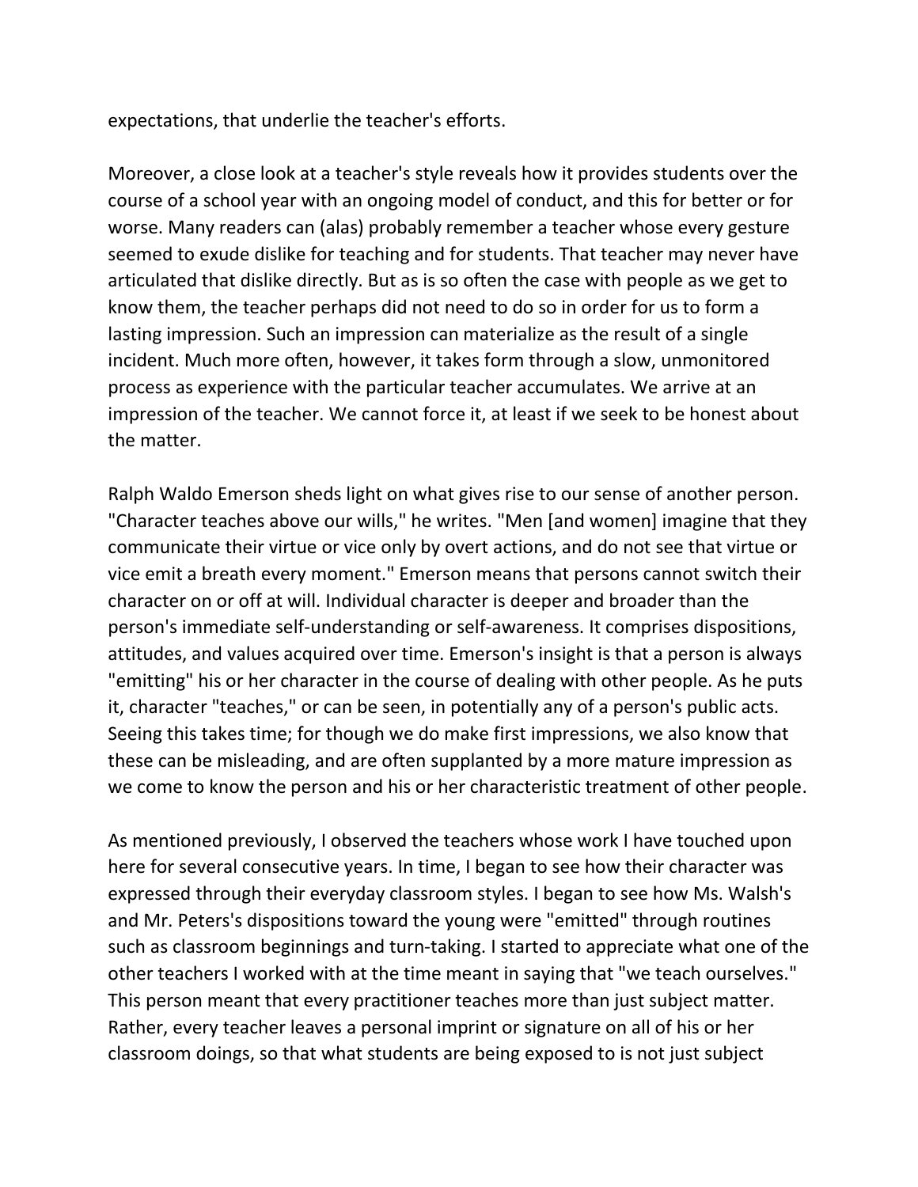expectations, that underlie the teacher's efforts.

Moreover, a close look at a teacher's style reveals how it provides students over the course of a school year with an ongoing model of conduct, and this for better or for worse. Many readers can (alas) probably remember a teacher whose every gesture seemed to exude dislike for teaching and for students. That teacher may never have articulated that dislike directly. But as is so often the case with people as we get to know them, the teacher perhaps did not need to do so in order for us to form a lasting impression. Such an impression can materialize as the result of a single incident. Much more often, however, it takes form through a slow, unmonitored process as experience with the particular teacher accumulates. We arrive at an impression of the teacher. We cannot force it, at least if we seek to be honest about the matter.

Ralph Waldo Emerson sheds light on what gives rise to our sense of another person. "Character teaches above our wills," he writes. "Men [and women] imagine that they communicate their virtue or vice only by overt actions, and do not see that virtue or vice emit a breath every moment." Emerson means that persons cannot switch their character on or off at will. Individual character is deeper and broader than the person's immediate self-understanding or self-awareness. It comprises dispositions, attitudes, and values acquired over time. Emerson's insight is that a person is always "emitting" his or her character in the course of dealing with other people. As he puts it, character "teaches," or can be seen, in potentially any of a person's public acts. Seeing this takes time; for though we do make first impressions, we also know that these can be misleading, and are often supplanted by a more mature impression as we come to know the person and his or her characteristic treatment of other people.

As mentioned previously, I observed the teachers whose work I have touched upon here for several consecutive years. In time, I began to see how their character was expressed through their everyday classroom styles. I began to see how Ms. Walsh's and Mr. Peters's dispositions toward the young were "emitted" through routines such as classroom beginnings and turn-taking. I started to appreciate what one of the other teachers I worked with at the time meant in saying that "we teach ourselves." This person meant that every practitioner teaches more than just subject matter. Rather, every teacher leaves a personal imprint or signature on all of his or her classroom doings, so that what students are being exposed to is not just subject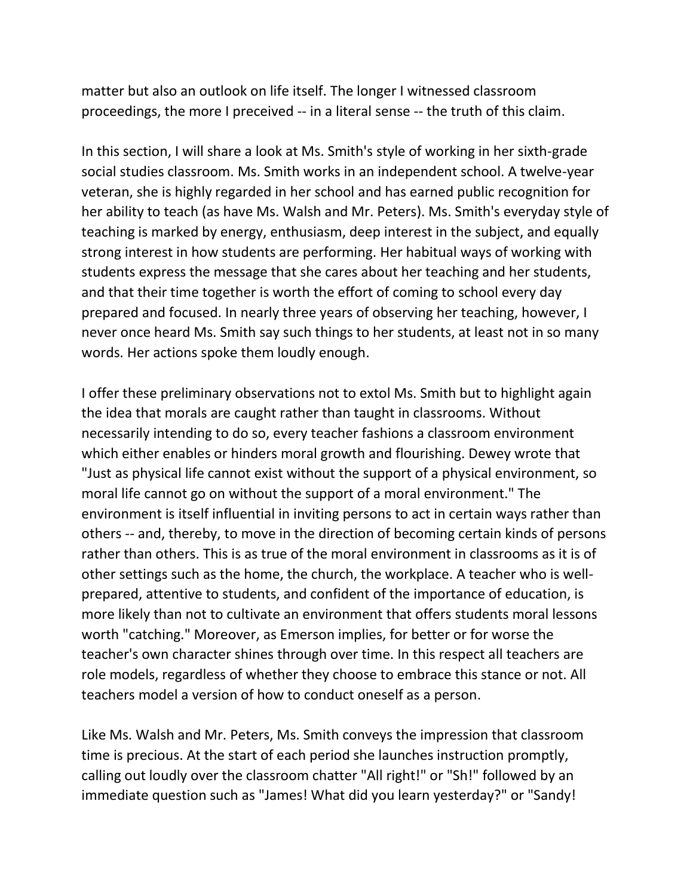matter but also an outlook on life itself. The longer I witnessed classroom proceedings, the more I preceived -- in a literal sense -- the truth of this claim.

In this section, I will share a look at Ms. Smith's style of working in her sixth-grade social studies classroom. Ms. Smith works in an independent school. A twelve-year veteran, she is highly regarded in her school and has earned public recognition for her ability to teach (as have Ms. Walsh and Mr. Peters). Ms. Smith's everyday style of teaching is marked by energy, enthusiasm, deep interest in the subject, and equally strong interest in how students are performing. Her habitual ways of working with students express the message that she cares about her teaching and her students, and that their time together is worth the effort of coming to school every day prepared and focused. In nearly three years of observing her teaching, however, I never once heard Ms. Smith say such things to her students, at least not in so many words. Her actions spoke them loudly enough.

I offer these preliminary observations not to extol Ms. Smith but to highlight again the idea that morals are caught rather than taught in classrooms. Without necessarily intending to do so, every teacher fashions a classroom environment which either enables or hinders moral growth and flourishing. Dewey wrote that "Just as physical life cannot exist without the support of a physical environment, so moral life cannot go on without the support of a moral environment." The environment is itself influential in inviting persons to act in certain ways rather than others -- and, thereby, to move in the direction of becoming certain kinds of persons rather than others. This is as true of the moral environment in classrooms as it is of other settings such as the home, the church, the workplace. A teacher who is well-prepared, attentive to students, and confident of the importance of education, is more likely than not to cultivate an environment that offers students moral lessons worth "catching." Moreover, as Emerson implies, for better or for worse the teacher's own character shines through over time. In this respect all teachers are role models, regardless of whether they choose to embrace this stance or not. All teachers model a version of how to conduct oneself as a person.

Like Ms. Walsh and Mr. Peters, Ms. Smith conveys the impression that classroom time is precious. At the start of each period she launches instruction promptly, calling out loudly over the classroom chatter "All right!" or "Sh!" followed by an immediate question such as "James! What did you learn yesterday?" or "Sandy!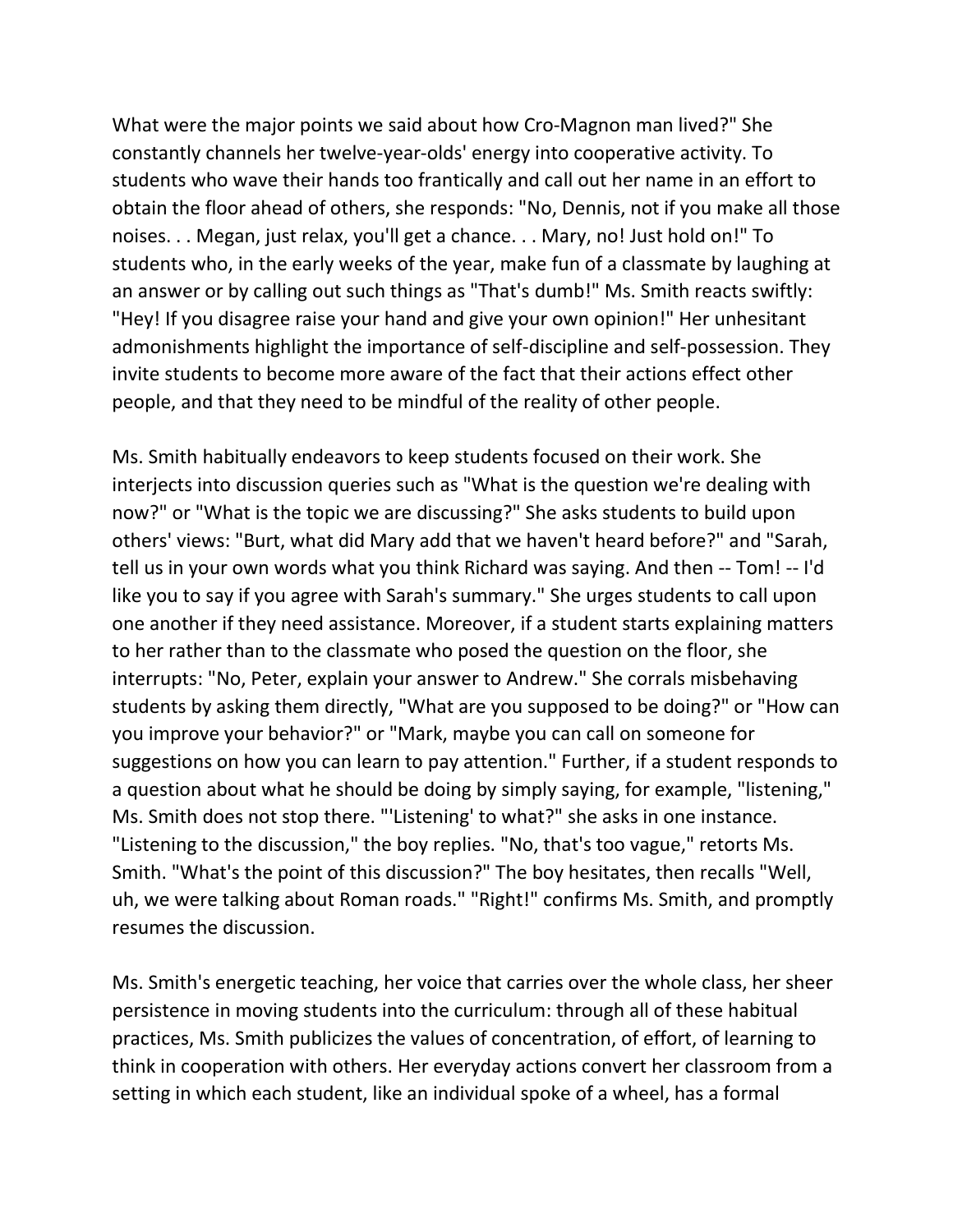What were the major points we said about how Cro-Magnon man lived?" She constantly channels her twelve-year-olds' energy into cooperative activity. To students who wave their hands too frantically and call out her name in an effort to obtain the floor ahead of others, she responds: "No, Dennis, not if you make all those noises. . . Megan, just relax, you'll get a chance. . . Mary, no! Just hold on!" To students who, in the early weeks of the year, make fun of a classmate by laughing at an answer or by calling out such things as "That's dumb!" Ms. Smith reacts swiftly: "Hey! If you disagree raise your hand and give your own opinion!" Her unhesitant admonishments highlight the importance of self-discipline and self-possession. They invite students to become more aware of the fact that their actions effect other people, and that they need to be mindful of the reality of other people.

Ms. Smith habitually endeavors to keep students focused on their work. She interjects into discussion queries such as "What is the question we're dealing with now?" or "What is the topic we are discussing?" She asks students to build upon others' views: "Burt, what did Mary add that we haven't heard before?" and "Sarah, tell us in your own words what you think Richard was saying. And then -- Tom! -- I'd like you to say if you agree with Sarah's summary." She urges students to call upon one another if they need assistance. Moreover, if a student starts explaining matters to her rather than to the classmate who posed the question on the floor, she interrupts: "No, Peter, explain your answer to Andrew." She corrals misbehaving students by asking them directly, "What are you supposed to be doing?" or "How can you improve your behavior?" or "Mark, maybe you can call on someone for suggestions on how you can learn to pay attention." Further, if a student responds to a question about what he should be doing by simply saying, for example, "listening," Ms. Smith does not stop there. "'Listening' to what?" she asks in one instance. "Listening to the discussion," the boy replies. "No, that's too vague," retorts Ms. Smith. "What's the point of this discussion?" The boy hesitates, then recalls "Well, uh, we were talking about Roman roads." "Right!" confirms Ms. Smith, and promptly resumes the discussion.

Ms. Smith's energetic teaching, her voice that carries over the whole class, her sheer persistence in moving students into the curriculum: through all of these habitual practices, Ms. Smith publicizes the values of concentration, of effort, of learning to think in cooperation with others. Her everyday actions convert her classroom from a setting in which each student, like an individual spoke of a wheel, has a formal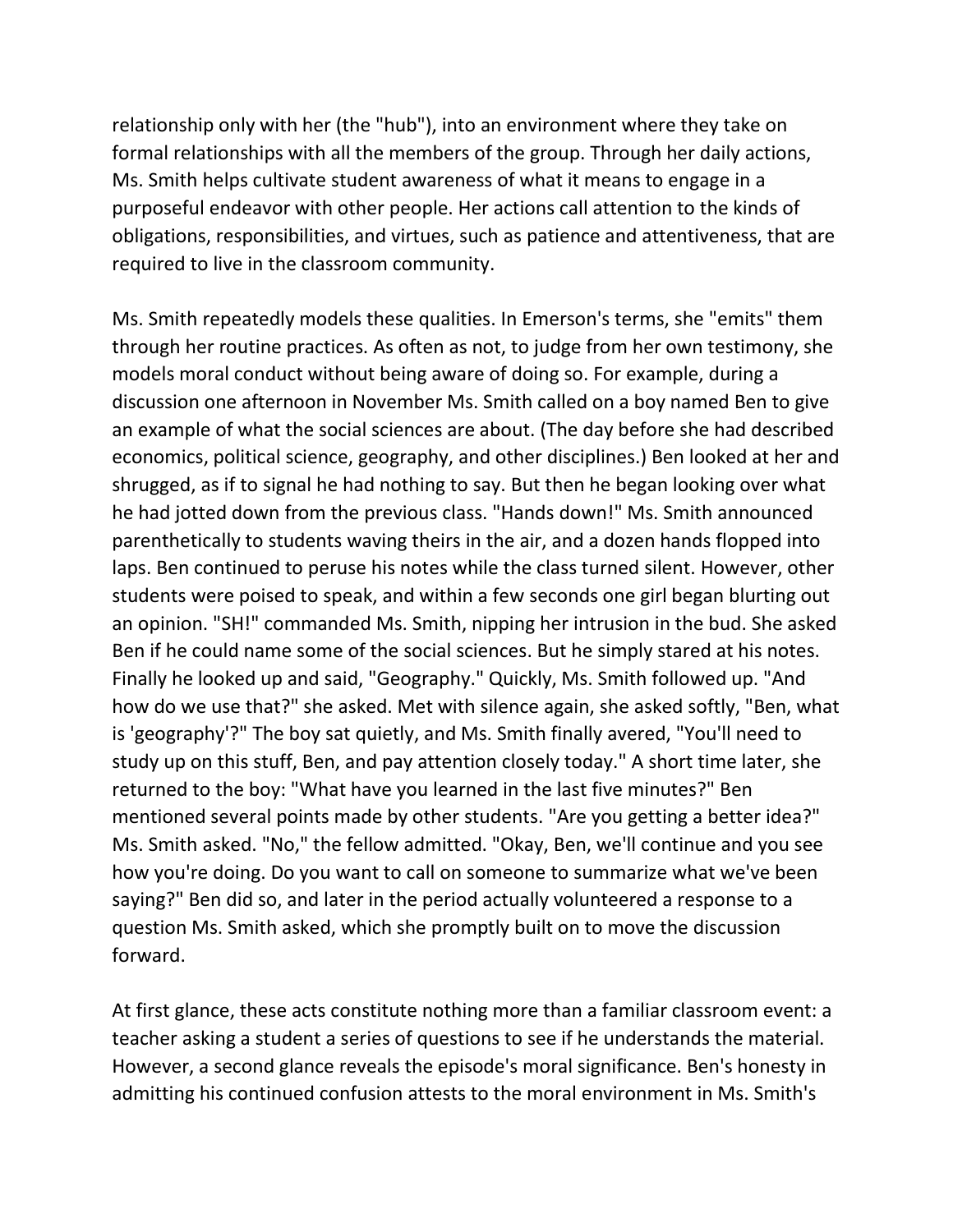relationship only with her (the "hub"), into an environment where they take on formal relationships with all the members of the group. Through her daily actions, Ms. Smith helps cultivate student awareness of what it means to engage in a purposeful endeavor with other people. Her actions call attention to the kinds of obligations, responsibilities, and virtues, such as patience and attentiveness, that are required to live in the classroom community.

Ms. Smith repeatedly models these qualities. In Emerson's terms, she "emits" them through her routine practices. As often as not, to judge from her own testimony, she models moral conduct without being aware of doing so. For example, during a discussion one afternoon in November Ms. Smith called on a boy named Ben to give an example of what the social sciences are about. (The day before she had described economics, political science, geography, and other disciplines.) Ben looked at her and shrugged, as if to signal he had nothing to say. But then he began looking over what he had jotted down from the previous class. "Hands down!" Ms. Smith announced parenthetically to students waving theirs in the air, and a dozen hands flopped into laps. Ben continued to peruse his notes while the class turned silent. However, other students were poised to speak, and within a few seconds one girl began blurting out an opinion. "SH!" commanded Ms. Smith, nipping her intrusion in the bud. She asked Ben if he could name some of the social sciences. But he simply stared at his notes. Finally he looked up and said, "Geography." Quickly, Ms. Smith followed up. "And how do we use that?" she asked. Met with silence again, she asked softly, "Ben, what is 'geography'?" The boy sat quietly, and Ms. Smith finally avered, "You'll need to study up on this stuff, Ben, and pay attention closely today." A short time later, she returned to the boy: "What have you learned in the last five minutes?" Ben mentioned several points made by other students. "Are you getting a better idea?" Ms. Smith asked. "No," the fellow admitted. "Okay, Ben, we'll continue and you see how you're doing. Do you want to call on someone to summarize what we've been saying?" Ben did so, and later in the period actually volunteered a response to a question Ms. Smith asked, which she promptly built on to move the discussion forward.

At first glance, these acts constitute nothing more than a familiar classroom event: a teacher asking a student a series of questions to see if he understands the material. However, a second glance reveals the episode's moral significance. Ben's honesty in admitting his continued confusion attests to the moral environment in Ms. Smith's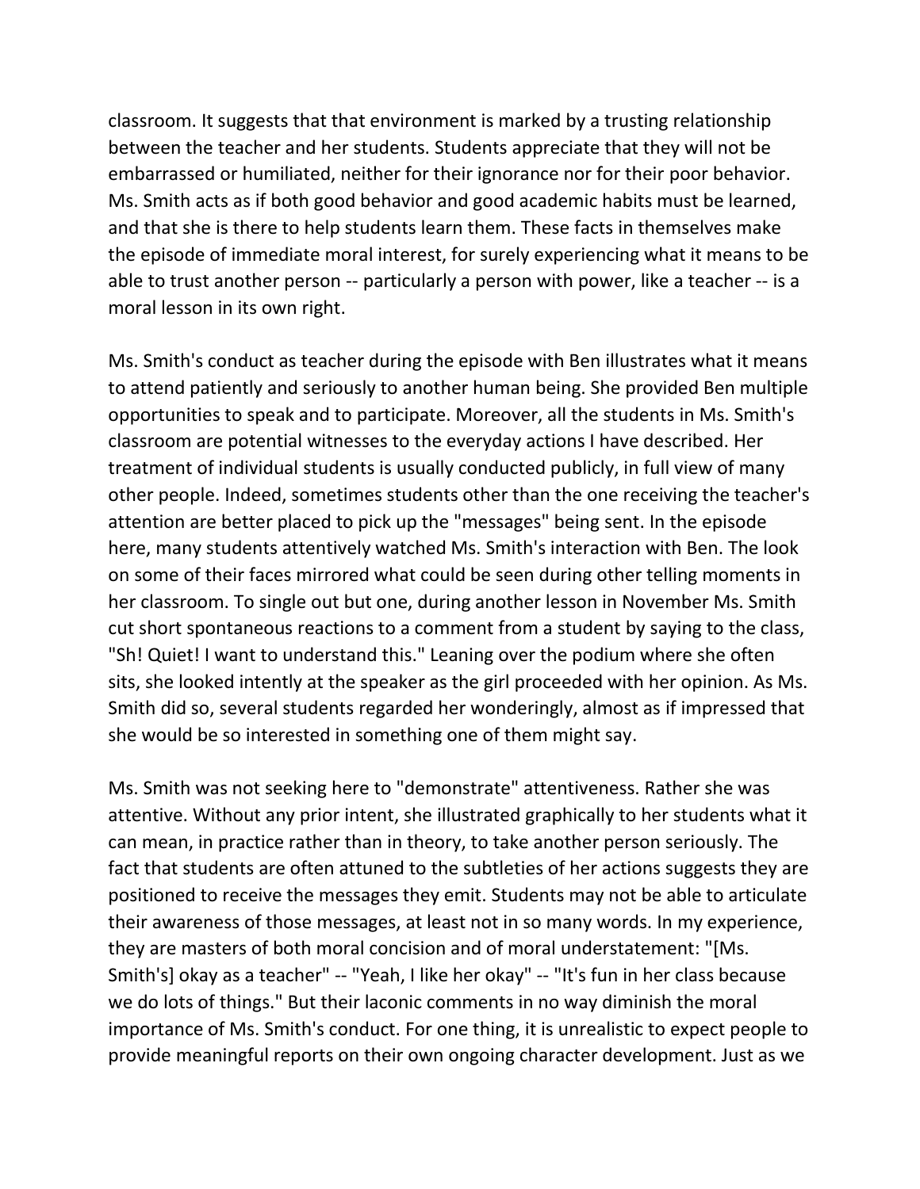classroom. It suggests that that environment is marked by a trusting relationship between the teacher and her students. Students appreciate that they will not be embarrassed or humiliated, neither for their ignorance nor for their poor behavior. Ms. Smith acts as if both good behavior and good academic habits must be learned, and that she is there to help students learn them. These facts in themselves make the episode of immediate moral interest, for surely experiencing what it means to be able to trust another person -- particularly a person with power, like a teacher -- is a moral lesson in its own right.

Ms. Smith's conduct as teacher during the episode with Ben illustrates what it means to attend patiently and seriously to another human being. She provided Ben multiple opportunities to speak and to participate. Moreover, all the students in Ms. Smith's classroom are potential witnesses to the everyday actions I have described. Her treatment of individual students is usually conducted publicly, in full view of many other people. Indeed, sometimes students other than the one receiving the teacher's attention are better placed to pick up the "messages" being sent. In the episode here, many students attentively watched Ms. Smith's interaction with Ben. The look on some of their faces mirrored what could be seen during other telling moments in her classroom. To single out but one, during another lesson in November Ms. Smith cut short spontaneous reactions to a comment from a student by saying to the class, "Sh! Quiet! I want to understand this." Leaning over the podium where she often sits, she looked intently at the speaker as the girl proceeded with her opinion. As Ms. Smith did so, several students regarded her wonderingly, almost as if impressed that she would be so interested in something one of them might say.

Ms. Smith was not seeking here to "demonstrate" attentiveness. Rather she was attentive. Without any prior intent, she illustrated graphically to her students what it can mean, in practice rather than in theory, to take another person seriously. The fact that students are often attuned to the subtleties of her actions suggests they are positioned to receive the messages they emit. Students may not be able to articulate their awareness of those messages, at least not in so many words. In my experience, they are masters of both moral concision and of moral understatement: "[Ms. Smith's] okay as a teacher" -- "Yeah, I like her okay" -- "It's fun in her class because we do lots of things." But their laconic comments in no way diminish the moral importance of Ms. Smith's conduct. For one thing, it is unrealistic to expect people to provide meaningful reports on their own ongoing character development. Just as we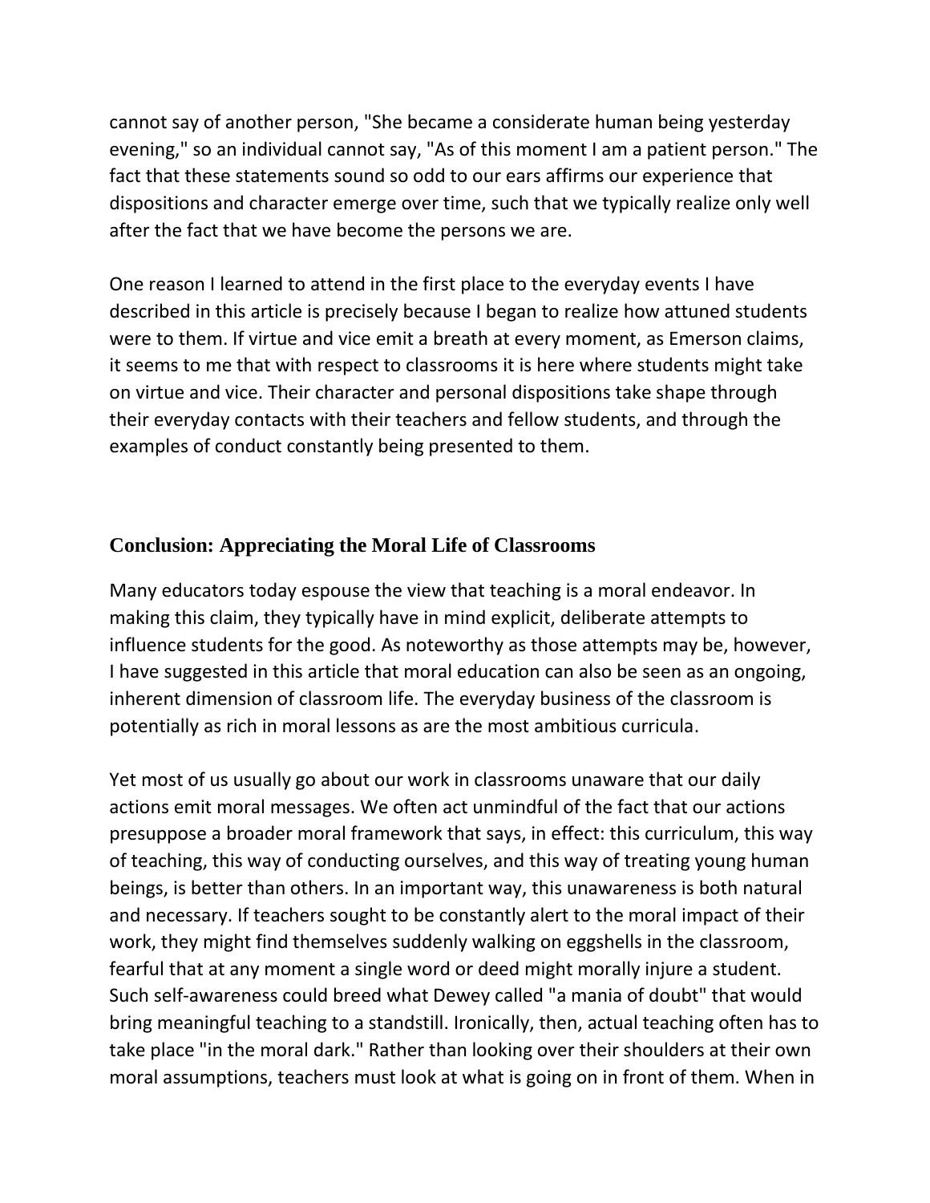cannot say of another person, "She became a considerate human being yesterday evening," so an individual cannot say, "As of this moment I am a patient person." The fact that these statements sound so odd to our ears affirms our experience that dispositions and character emerge over time, such that we typically realize only well after the fact that we have become the persons we are.

One reason I learned to attend in the first place to the everyday events I have described in this article is precisely because I began to realize how attuned students were to them. If virtue and vice emit a breath at every moment, as Emerson claims, it seems to me that with respect to classrooms it is here where students might take on virtue and vice. Their character and personal dispositions take shape through their everyday contacts with their teachers and fellow students, and through the examples of conduct constantly being presented to them.

## Conclusion: Appreciating the Moral Life of Classrooms

Many educators today espouse the view that teaching is a moral endeavor. In making this claim, they typically have in mind explicit, deliberate attempts to influence students for the good. As noteworthy as those attempts may be, however, I have suggested in this article that moral education can also be seen as an ongoing, inherent dimension of classroom life. The everyday business of the classroom is potentially as rich in moral lessons as are the most ambitious curricula.

Yet most of us usually go about our work in classrooms unaware that our daily actions emit moral messages. We often act unmindful of the fact that our actions presuppose a broader moral framework that says, in effect: this curriculum, this way of teaching, this way of conducting ourselves, and this way of treating young human beings, is better than others. In an important way, this unawareness is both natural and necessary. If teachers sought to be constantly alert to the moral impact of their work, they might find themselves suddenly walking on eggshells in the classroom, fearful that at any moment a single word or deed might morally injure a student. Such self-awareness could breed what Dewey called "a mania of doubt" that would bring meaningful teaching to a standstill. Ironically, then, actual teaching often has to take place "in the moral dark." Rather than looking over their shoulders at their own moral assumptions, teachers must look at what is going on in front of them. When in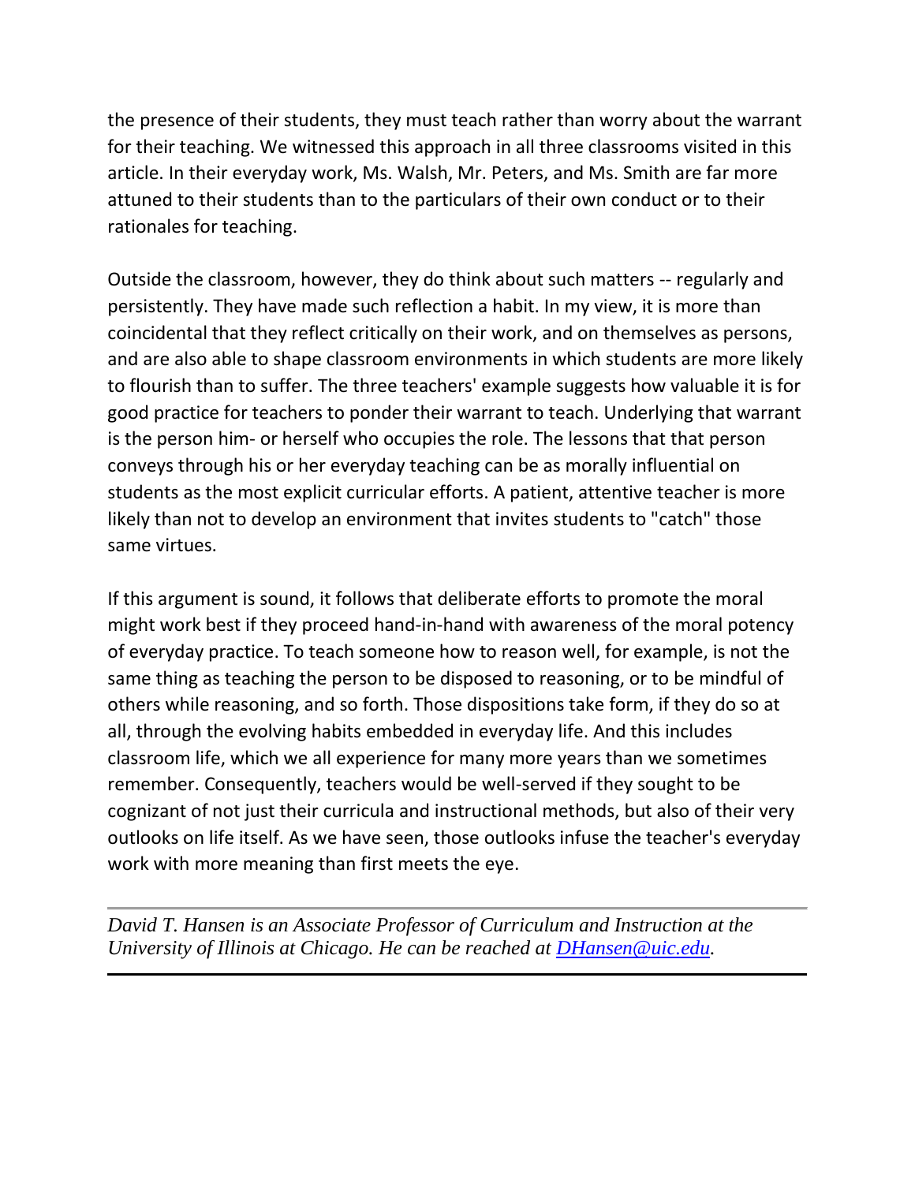the presence of their students, they must teach rather than worry about the warrant for their teaching. We witnessed this approach in all three classrooms visited in this article. In their everyday work, Ms. Walsh, Mr. Peters, and Ms. Smith are far more attuned to their students than to the particulars of their own conduct or to their rationales for teaching.

Outside the classroom, however, they do think about such matters -- regularly and persistently. They have made such reflection a habit. In my view, it is more than coincidental that they reflect critically on their work, and on themselves as persons, and are also able to shape classroom environments in which students are more likely to flourish than to suffer. The three teachers' example suggests how valuable it is for good practice for teachers to ponder their warrant to teach. Underlying that warrant is the person him- or herself who occupies the role. The lessons that that person conveys through his or her everyday teaching can be as morally influential on students as the most explicit curricular efforts. A patient, attentive teacher is more likely than not to develop an environment that invites students to "catch" those same virtues.

If this argument is sound, it follows that deliberate efforts to promote the moral might work best if they proceed hand-in-hand with awareness of the moral potency of everyday practice. To teach someone how to reason well, for example, is not the same thing as teaching the person to be disposed to reasoning, or to be mindful of others while reasoning, and so forth. Those dispositions take form, if they do so at all, through the evolving habits embedded in everyday life. And this includes classroom life, which we all experience for many more years than we sometimes remember. Consequently, teachers would be well-served if they sought to be cognizant of not just their curricula and instructional methods, but also of their very outlooks on life itself. As we have seen, those outlooks infuse the teacher's everyday work with more meaning than first meets the eye.

---

*David T. Hansen is an Associate Professor of Curriculum and Instruction at the University of Illinois at Chicago. He can be reached at [DHansen@uic.edu](mailto:DHansen@uic.edu).*

---